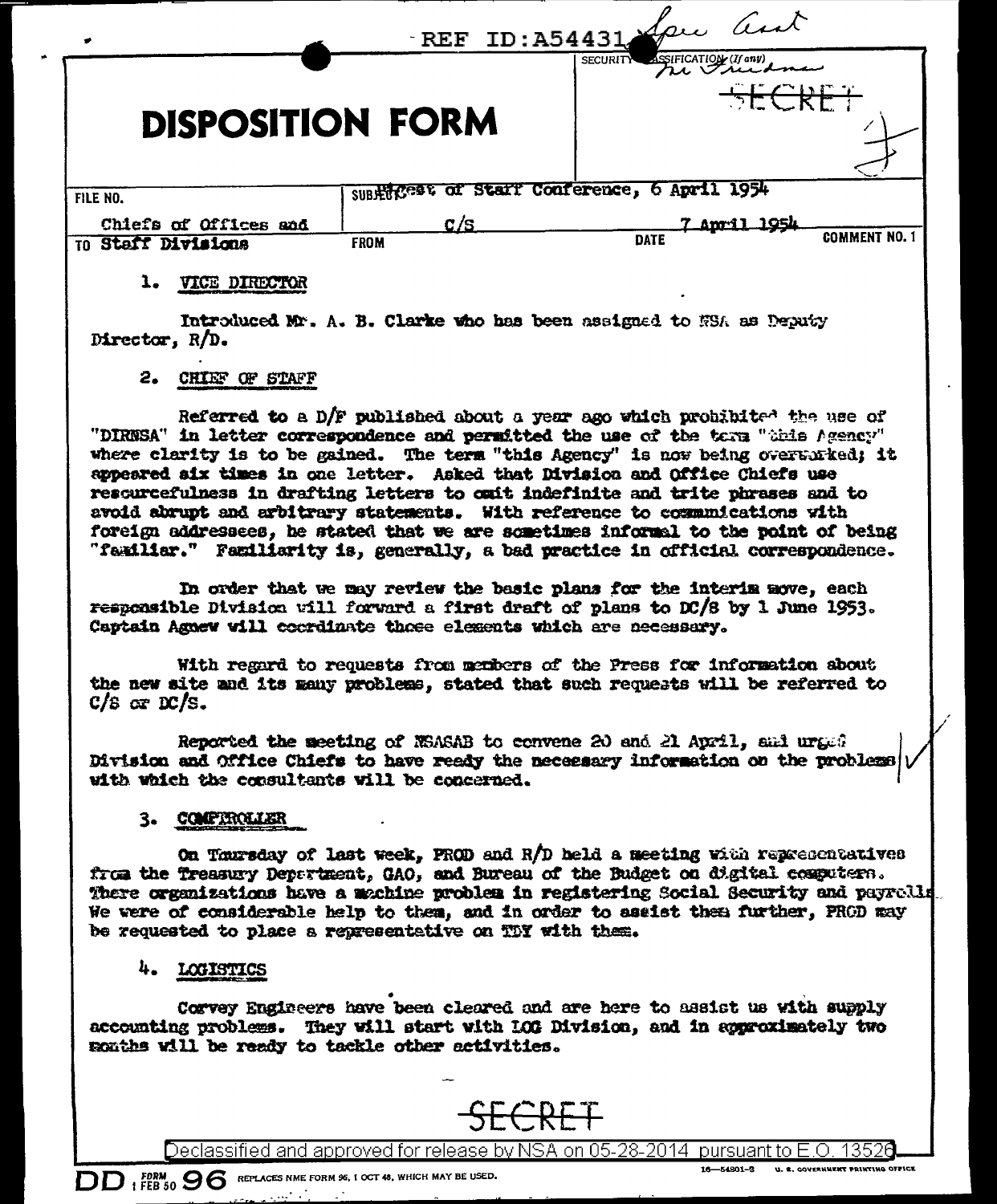REF ID:A54431

# DISPOSITION FORM

SECURITY CLASSIFICATION (If any)

SECRET

| FILE NO. | SUBJECT: Digest of Staff Conference, 6 April 1954 | | |
|---|---|---|---|
| TO Chiefs of Offices and Staff Divisions | FROM C/S | DATE 7 April 1954 | COMMENT NO. 1 |

1. VICE DIRECTOR

Introduced Mr. A. B. Clarke who has been assigned to NSA as Deputy Director, R/D.

2. CHIEF OF STAFF

Referred to a D/F published about a year ago which prohibited the use of "DIRNSA" in letter correspondence and permitted the use of the term "this Agency" where clarity is to be gained. The term "this Agency" is now being overworked; it appeared six times in one letter. Asked that Division and Office Chiefs use resourcefulness in drafting letters to omit indefinite and trite phrases and to avoid abrupt and arbitrary statements. With reference to communications with foreign addressees, he stated that we are sometimes informal to the point of being "familiar." Familiarity is, generally, a bad practice in official correspondence.

In order that we may review the basic plans for the interim move, each responsible Division will forward a first draft of plans to DC/S by 1 June 1953. Captain Agnew will coordinate those elements which are necessary.

With regard to requests from members of the Press for information about the new site and its many problems, stated that such requests will be referred to C/S or DC/S.

Reported the meeting of NSASAB to convene 20 and 21 April, and urged Division and Office Chiefs to have ready the necessary information on the problems with which the consultants will be concerned.

3. COMPTROLLER

On Thursday of last week, PROD and R/D held a meeting with representatives from the Treasury Department, GAO, and Bureau of the Budget on digital computers. These organizations have a machine problem in registering Social Security and payrolls. We were of considerable help to them, and in order to assist them further, PROD may be requested to place a representative on TDY with them.

4. LOGISTICS

Corvey Engineers have been cleared and are here to assist us with supply accounting problems. They will start with LOG Division, and in approximately two months will be ready to tackle other activities.

SECRET

Declassified and approved for release by NSA on 05-28-2014 pursuant to E.O. 13526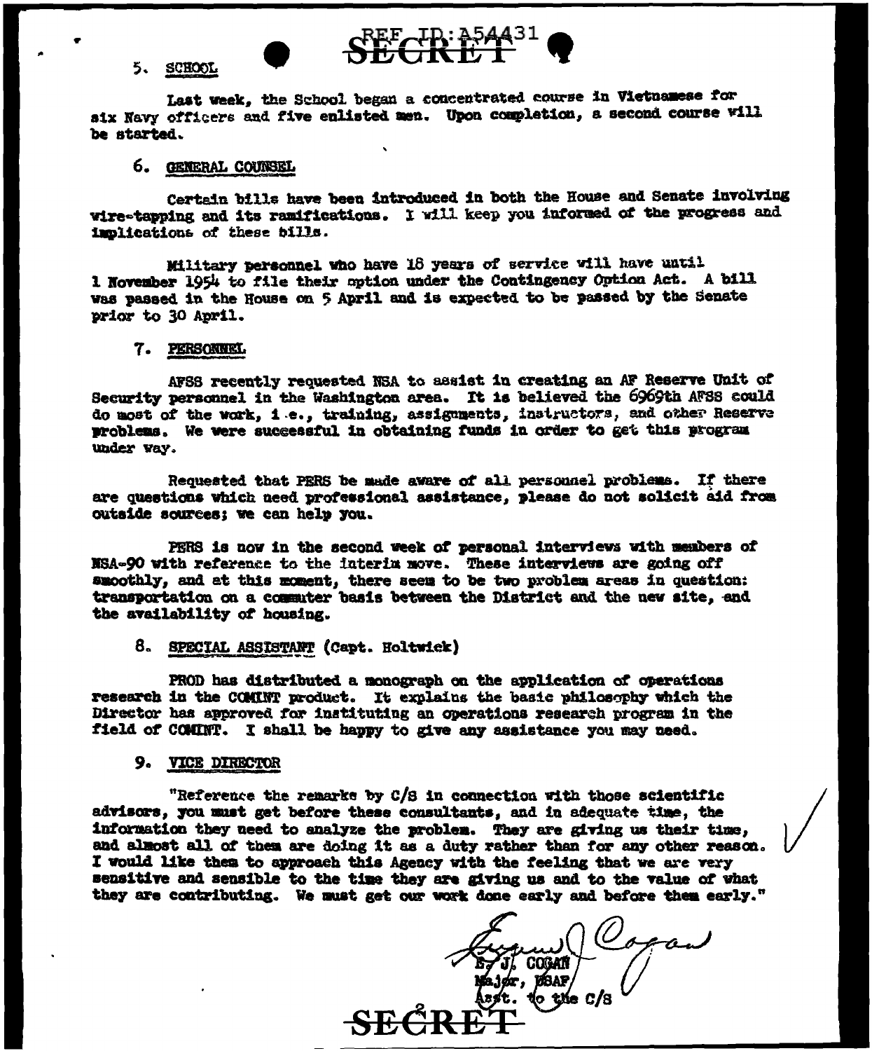REF ID:A54431

SECRET

5. SCHOOL

Last week, the School began a concentrated course in Vietnamese for six Navy officers and five enlisted men. Upon completion, a second course will be started.

6. GENERAL COUNSEL

Certain bills have been introduced in both the House and Senate involving wire-tapping and its ramifications. I will keep you informed of the progress and implications of these bills.

Military personnel who have 18 years of service will have until 1 November 1954 to file their option under the Contingency Option Act. A bill was passed in the House on 5 April and is expected to be passed by the Senate prior to 30 April.

7. PERSONNEL

AFSS recently requested NSA to assist in creating an AF Reserve Unit of Security personnel in the Washington area. It is believed the 6969th AFSS could do most of the work, i.e., training, assignments, instructors, and other Reserve problems. We were successful in obtaining funds in order to get this program under way.

Requested that PERS be made aware of all personnel problems. If there are questions which need professional assistance, please do not solicit aid from outside sources; we can help you.

PERS is now in the second week of personal interviews with members of NSA-90 with reference to the interim move. These interviews are going off smoothly, and at this moment, there seem to be two problem areas in question: transportation on a commuter basis between the District and the new site, and the availability of housing.

8. SPECIAL ASSISTANT (Capt. Holtwick)

PROD has distributed a monograph on the application of operations research in the COMINT product. It explains the basic philosophy which the Director has approved for instituting an operations research program in the field of COMINT. I shall be happy to give any assistance you may need.

9. VICE DIRECTOR

"Reference the remarks by C/S in connection with those scientific advisors, you must get before these consultants, and in adequate time, the information they need to analyze the problem. They are giving us their time, and almost all of them are doing it as a duty rather than for any other reason. I would like them to approach this Agency with the feeling that we are very sensitive and sensible to the time they are giving us and to the value of what they are contributing. We must get our work done early and before them early."

E. J. COGAN
Major, USAF
Asst. to the C/S

SECRET